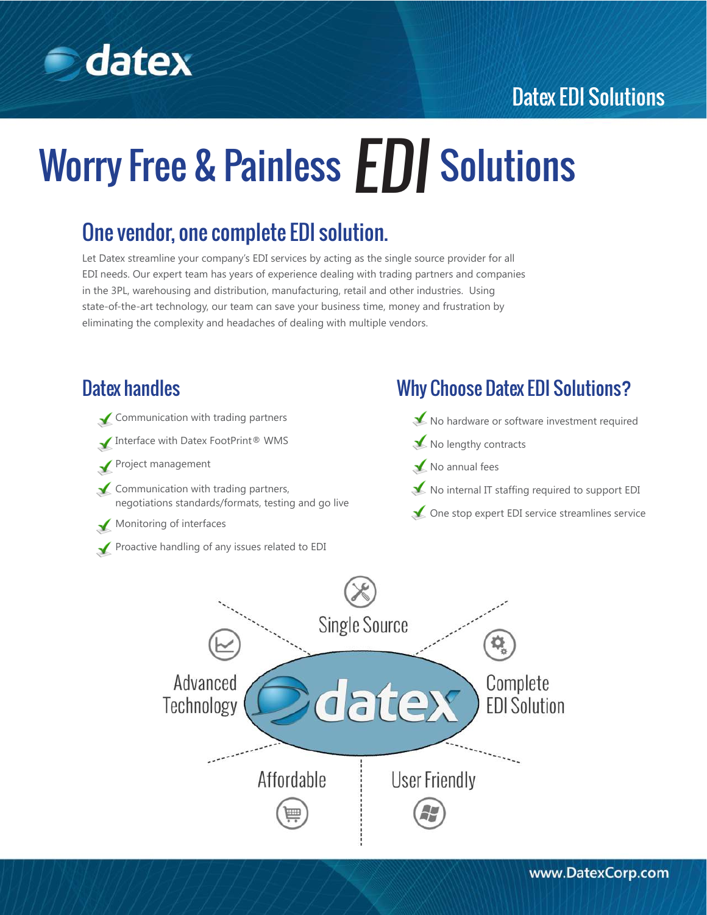Datex EDI Solutions

# Worry Free & Painless *EDI* Solutions

## One vendor, one complete EDI solution.

Let Datex streamline your company's EDI services by acting as the single source provider for all EDI needs. Our expert team has years of experience dealing with trading partners and companies in the 3PL, warehousing and distribution, manufacturing, retail and other industries. Using state-of-the-art technology, our team can save your business time, money and frustration by eliminating the complexity and headaches of dealing with multiple vendors.

## Datex handles

- Communication with trading partners
- Interface with Datex FootPrint® WMS
- Project management
- Communication with trading partners, negotiations standards/formats, testing and go live
- Monitoring of interfaces
- Proactive handling of any issues related to EDI

## Why Choose Datex EDI Solutions?

- No hardware or software investment required
- No lengthy contracts
- No annual fees
- No internal IT staffing required to support EDI
- One stop expert EDI service streamlines service

Single Source

Advanced Technology

datex

Complete EDI Solution

Affordable

User Friendly

www.DatexCorp.com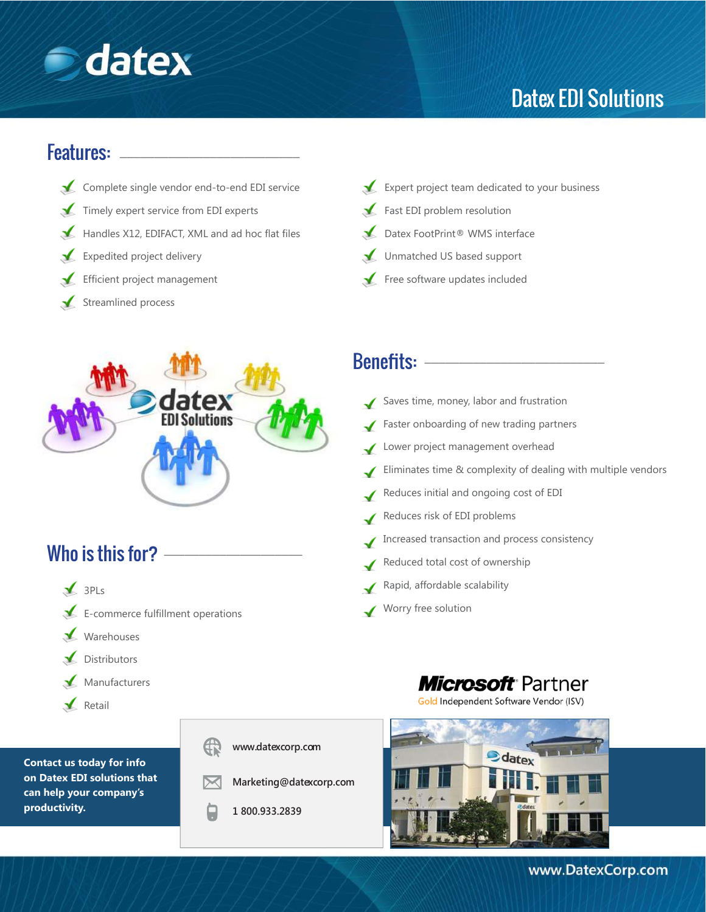datex

# Datex EDI Solutions

## Features:

- Complete single vendor end-to-end EDI service
- Timely expert service from EDI experts
- Handles X12, EDIFACT, XML and ad hoc flat files
- Expedited project delivery
- Efficient project management
- Streamlined process
- Expert project team dedicated to your business
- Fast EDI problem resolution
- Datex FootPrint® WMS interface
- Unmatched US based support
- Free software updates included

## Benefits:

- Saves time, money, labor and frustration
- Faster onboarding of new trading partners
- Lower project management overhead
- Eliminates time & complexity of dealing with multiple vendors
- Reduces initial and ongoing cost of EDI
- Reduces risk of EDI problems
- Increased transaction and process consistency
- Reduced total cost of ownership
- Rapid, affordable scalability
- Worry free solution

## Who is this for?

- 3PLs
- E-commerce fulfillment operations
- Warehouses
- Distributors
- Manufacturers
- Retail

Microsoft Partner
Gold Independent Software Vendor (ISV)

**Contact us today for info on Datex EDI solutions that can help your company's productivity.**

www.datexcorp.com

Marketing@datexcorp.com

1 800.933.2839

www.DatexCorp.com